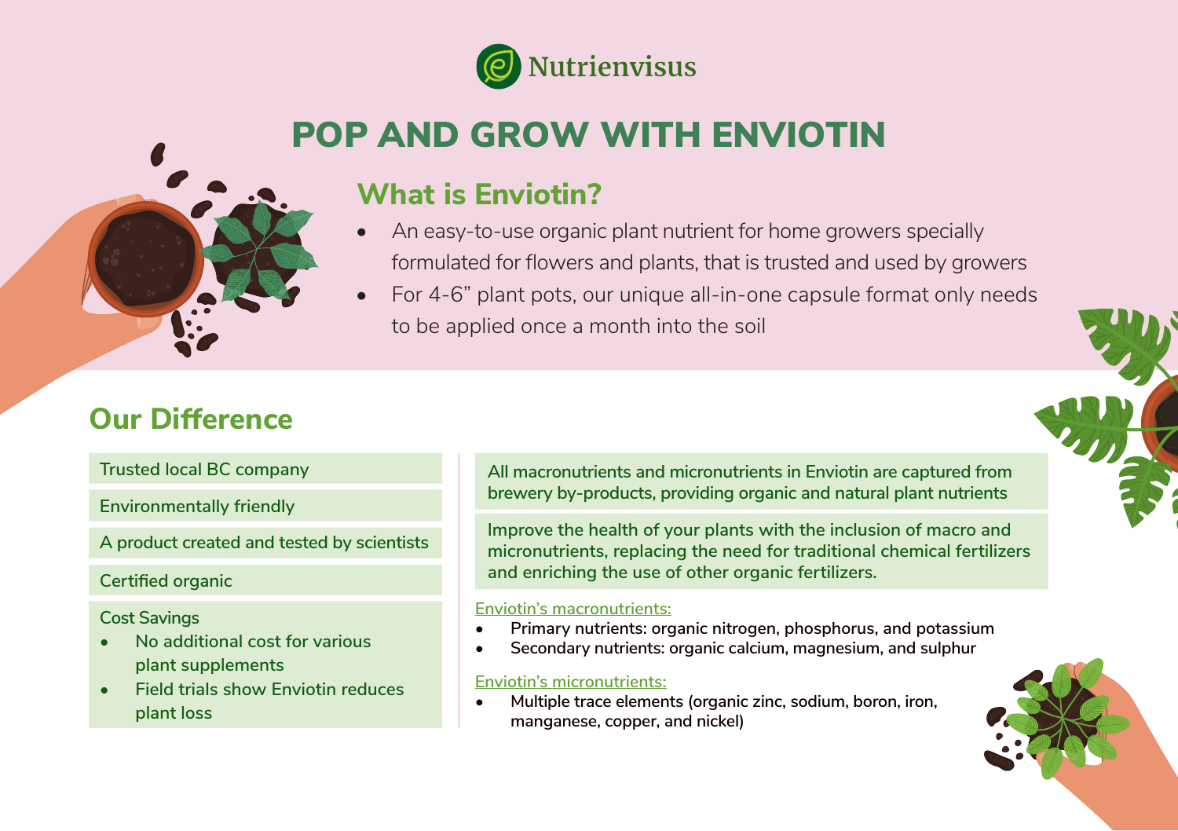Nutrienvisus

# POP AND GROW WITH ENVIOTIN

## What is Enviotin?

- An easy-to-use organic plant nutrient for home growers specially formulated for flowers and plants, that is trusted and used by growers
- For 4-6" plant pots, our unique all-in-one capsule format only needs to be applied once a month into the soil

## Our Difference

Trusted local BC company

Environmentally friendly

A product created and tested by scientists

Certified organic

Cost Savings

- No additional cost for various plant supplements
- Field trials show Enviotin reduces plant loss

**All macronutrients and micronutrients in Enviotin are captured from brewery by-products, providing organic and natural plant nutrients**

**Improve the health of your plants with the inclusion of macro and micronutrients, replacing the need for traditional chemical fertilizers and enriching the use of other organic fertilizers.**

Enviotin's macronutrients:

- **Primary nutrients: organic nitrogen, phosphorus, and potassium**
- **Secondary nutrients: organic calcium, magnesium, and sulphur**

Enviotin's micronutrients:

- **Multiple trace elements (organic zinc, sodium, boron, iron, manganese, copper, and nickel)**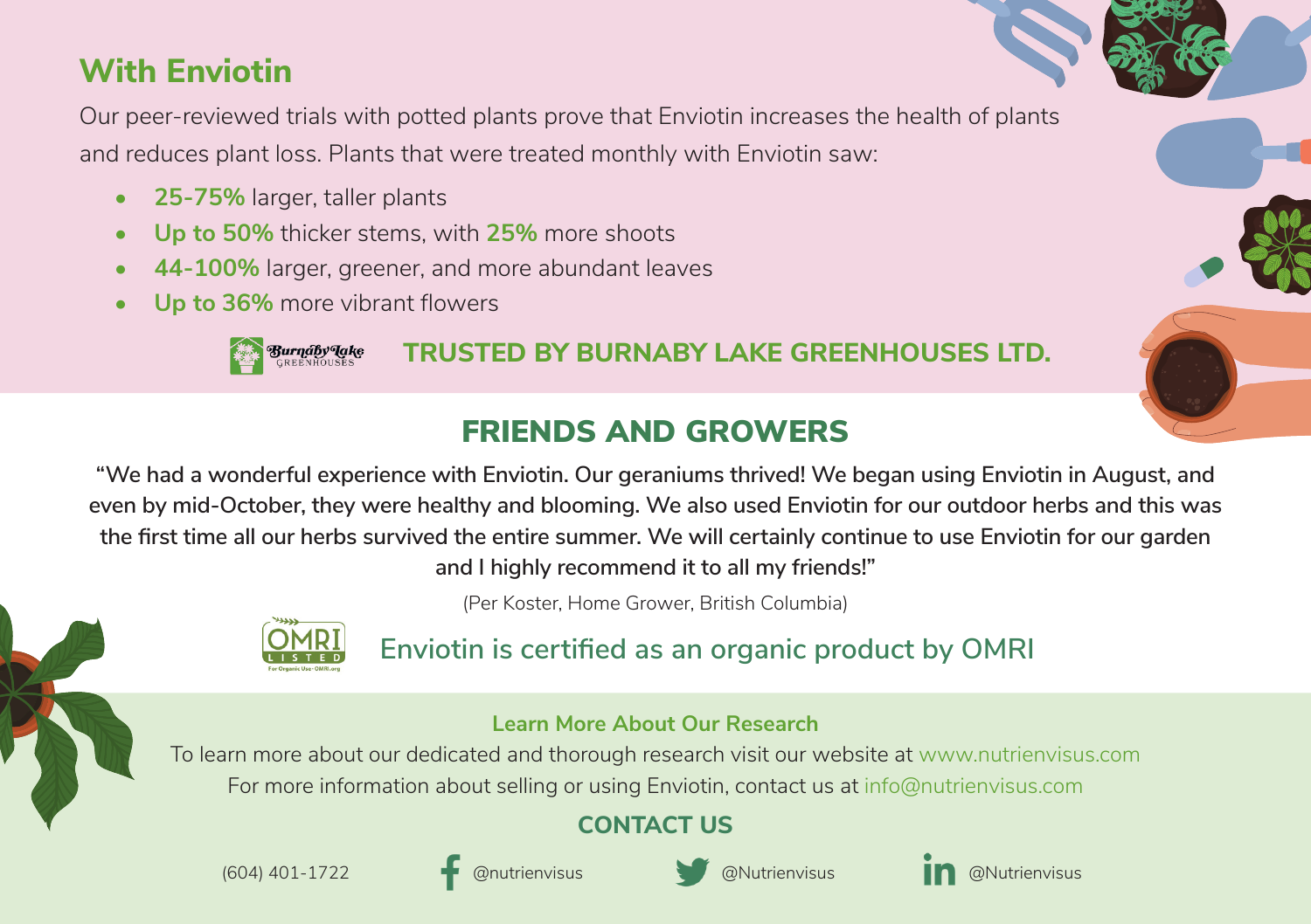## With Enviotin

Our peer-reviewed trials with potted plants prove that Enviotin increases the health of plants and reduces plant loss. Plants that were treated monthly with Enviotin saw:

- **25-75%** larger, taller plants
- **Up to 50%** thicker stems, with **25%** more shoots
- **44-100%** larger, greener, and more abundant leaves
- **Up to 36%** more vibrant flowers

**TRUSTED BY BURNABY LAKE GREENHOUSES LTD.**

## FRIENDS AND GROWERS

**"We had a wonderful experience with Enviotin. Our geraniums thrived! We began using Enviotin in August, and even by mid-October, they were healthy and blooming. We also used Enviotin for our outdoor herbs and this was the first time all our herbs survived the entire summer. We will certainly continue to use Enviotin for our garden and I highly recommend it to all my friends!"**

(Per Koster, Home Grower, British Columbia)

Enviotin is certified as an organic product by OMRI

### Learn More About Our Research

To learn more about our dedicated and thorough research visit our website at www.nutrienvisus.com

For more information about selling or using Enviotin, contact us at info@nutrienvisus.com

### CONTACT US

(604) 401-1722

Facebook: @nutrienvisus

Twitter: @Nutrienvisus

LinkedIn: @Nutrienvisus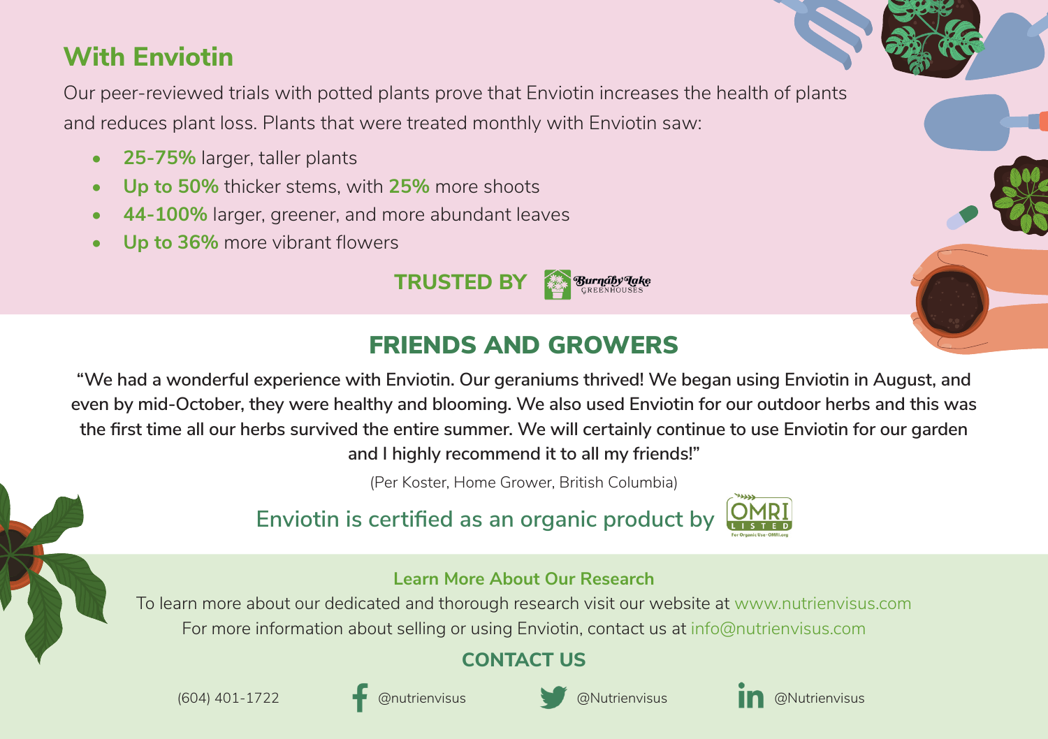## With Enviotin

Our peer-reviewed trials with potted plants prove that Enviotin increases the health of plants and reduces plant loss. Plants that were treated monthly with Enviotin saw:

- **25-75%** larger, taller plants
- **Up to 50%** thicker stems, with **25%** more shoots
- **44-100%** larger, greener, and more abundant leaves
- **Up to 36%** more vibrant flowers

**TRUSTED BY** Burnaby Lake Greenhouses

## FRIENDS AND GROWERS

**"We had a wonderful experience with Enviotin. Our geraniums thrived! We began using Enviotin in August, and even by mid-October, they were healthy and blooming. We also used Enviotin for our outdoor herbs and this was the first time all our herbs survived the entire summer. We will certainly continue to use Enviotin for our garden and I highly recommend it to all my friends!"**

(Per Koster, Home Grower, British Columbia)

Enviotin is certified as an organic product by OMRI LISTED For Organic Use · OMRI.org

### Learn More About Our Research

To learn more about our dedicated and thorough research visit our website at www.nutrienvisus.com

For more information about selling or using Enviotin, contact us at info@nutrienvisus.com

## CONTACT US

(604) 401-1722

Facebook: @nutrienvisus

Twitter: @Nutrienvisus

LinkedIn: @Nutrienvisus